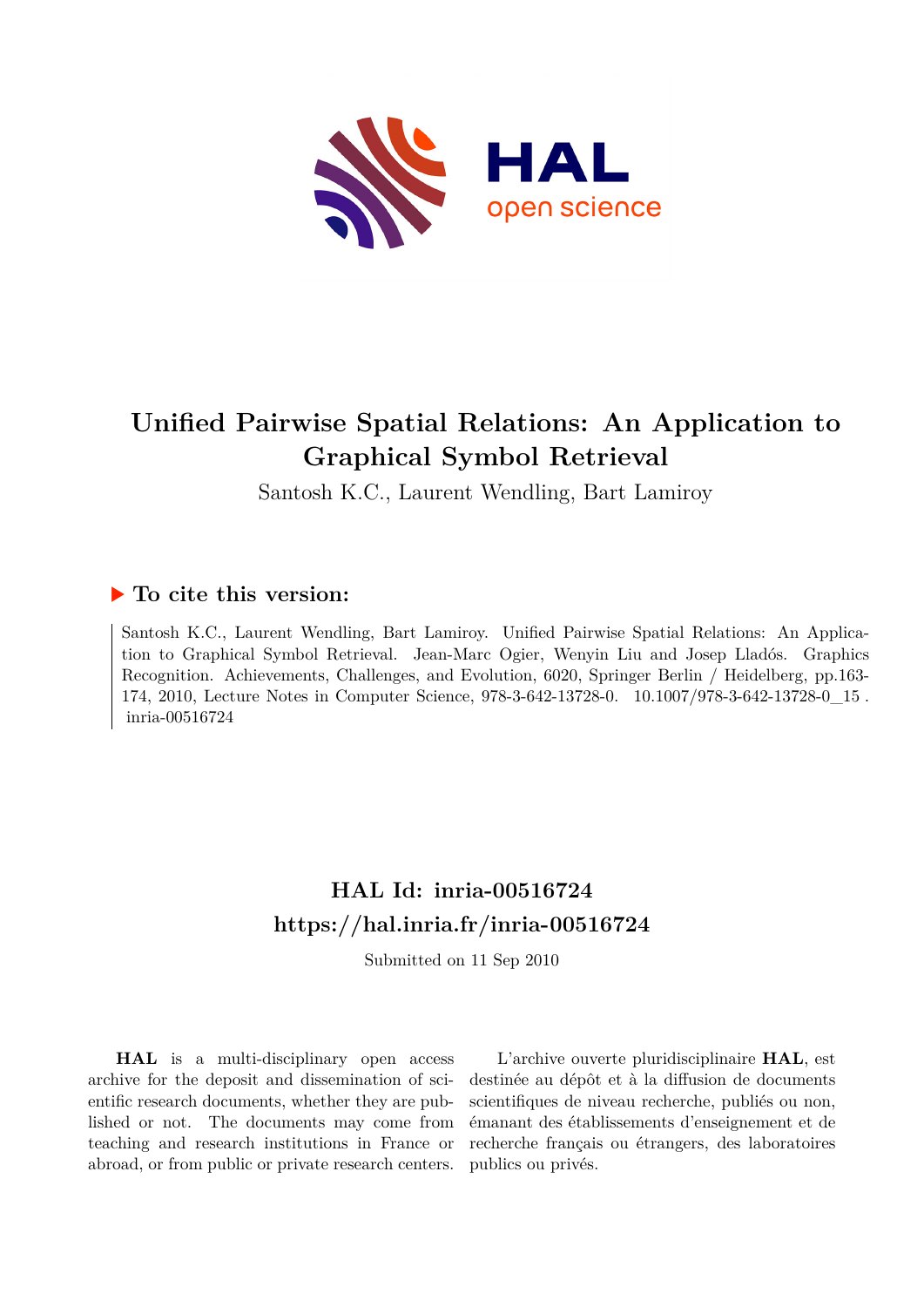# Unified Pairwise Spatial Relations: An Application to Graphical Symbol Retrieval

Santosh K.C., Laurent Wendling, Bart Lamiroy

## ▶ To cite this version:

Santosh K.C., Laurent Wendling, Bart Lamiroy. Unified Pairwise Spatial Relations: An Application to Graphical Symbol Retrieval. Jean-Marc Ogier, Wenyin Liu and Josep Lladós. Graphics Recognition. Achievements, Challenges, and Evolution, 6020, Springer Berlin / Heidelberg, pp.163-174, 2010, Lecture Notes in Computer Science, 978-3-642-13728-0. 10.1007/978-3-642-13728-0_15. inria-00516724

## HAL Id: inria-00516724
## https://hal.inria.fr/inria-00516724

Submitted on 11 Sep 2010

**HAL** is a multi-disciplinary open access archive for the deposit and dissemination of scientific research documents, whether they are published or not. The documents may come from teaching and research institutions in France or abroad, or from public or private research centers.

L'archive ouverte pluridisciplinaire **HAL**, est destinée au dépôt et à la diffusion de documents scientifiques de niveau recherche, publiés ou non, émanant des établissements d'enseignement et de recherche français ou étrangers, des laboratoires publics ou privés.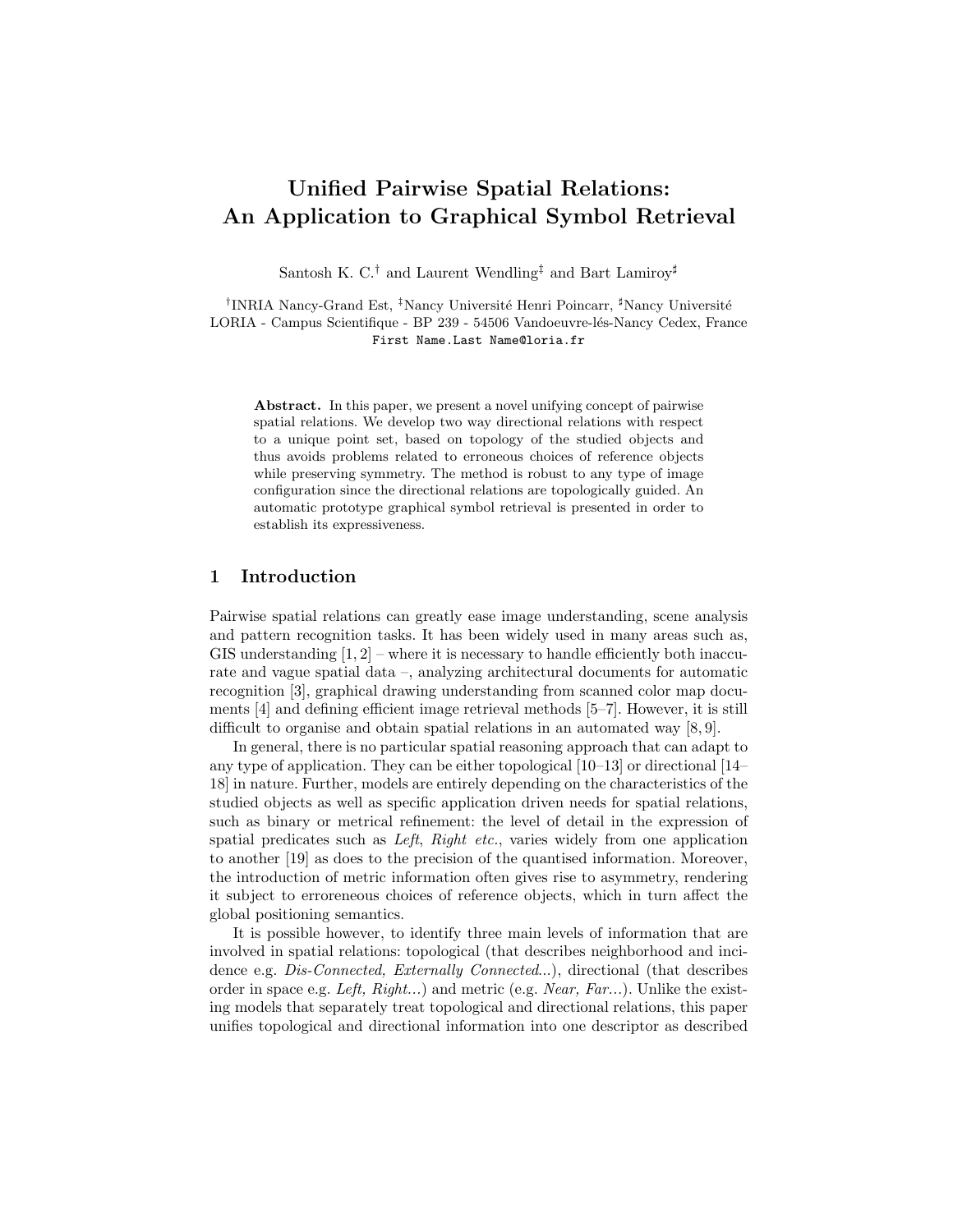# Unified Pairwise Spatial Relations: An Application to Graphical Symbol Retrieval

Santosh K. C.[†] and Laurent Wendling[‡] and Bart Lamiroy[♯]

[†]INRIA Nancy-Grand Est, [‡]Nancy Université Henri Poincarr, [♯]Nancy Université
LORIA - Campus Scientifique - BP 239 - 54506 Vandoeuvre-lés-Nancy Cedex, France
First Name.Last Name@loria.fr

**Abstract.** In this paper, we present a novel unifying concept of pairwise spatial relations. We develop two way directional relations with respect to a unique point set, based on topology of the studied objects and thus avoids problems related to erroneous choices of reference objects while preserving symmetry. The method is robust to any type of image configuration since the directional relations are topologically guided. An automatic prototype graphical symbol retrieval is presented in order to establish its expressiveness.

## 1 Introduction

Pairwise spatial relations can greatly ease image understanding, scene analysis and pattern recognition tasks. It has been widely used in many areas such as, GIS understanding [1, 2] – where it is necessary to handle efficiently both inaccurate and vague spatial data –, analyzing architectural documents for automatic recognition [3], graphical drawing understanding from scanned color map documents [4] and defining efficient image retrieval methods [5–7]. However, it is still difficult to organise and obtain spatial relations in an automated way [8, 9].

In general, there is no particular spatial reasoning approach that can adapt to any type of application. They can be either topological [10–13] or directional [14–18] in nature. Further, models are entirely depending on the characteristics of the studied objects as well as specific application driven needs for spatial relations, such as binary or metrical refinement: the level of detail in the expression of spatial predicates such as *Left*, *Right etc.*, varies widely from one application to another [19] as does to the precision of the quantised information. Moreover, the introduction of metric information often gives rise to asymmetry, rendering it subject to erroreneous choices of reference objects, which in turn affect the global positioning semantics.

It is possible however, to identify three main levels of information that are involved in spatial relations: topological (that describes neighborhood and incidence e.g. *Dis-Connected, Externally Connected...*), directional (that describes order in space e.g. *Left, Right...*) and metric (e.g. *Near, Far...*). Unlike the existing models that separately treat topological and directional relations, this paper unifies topological and directional information into one descriptor as described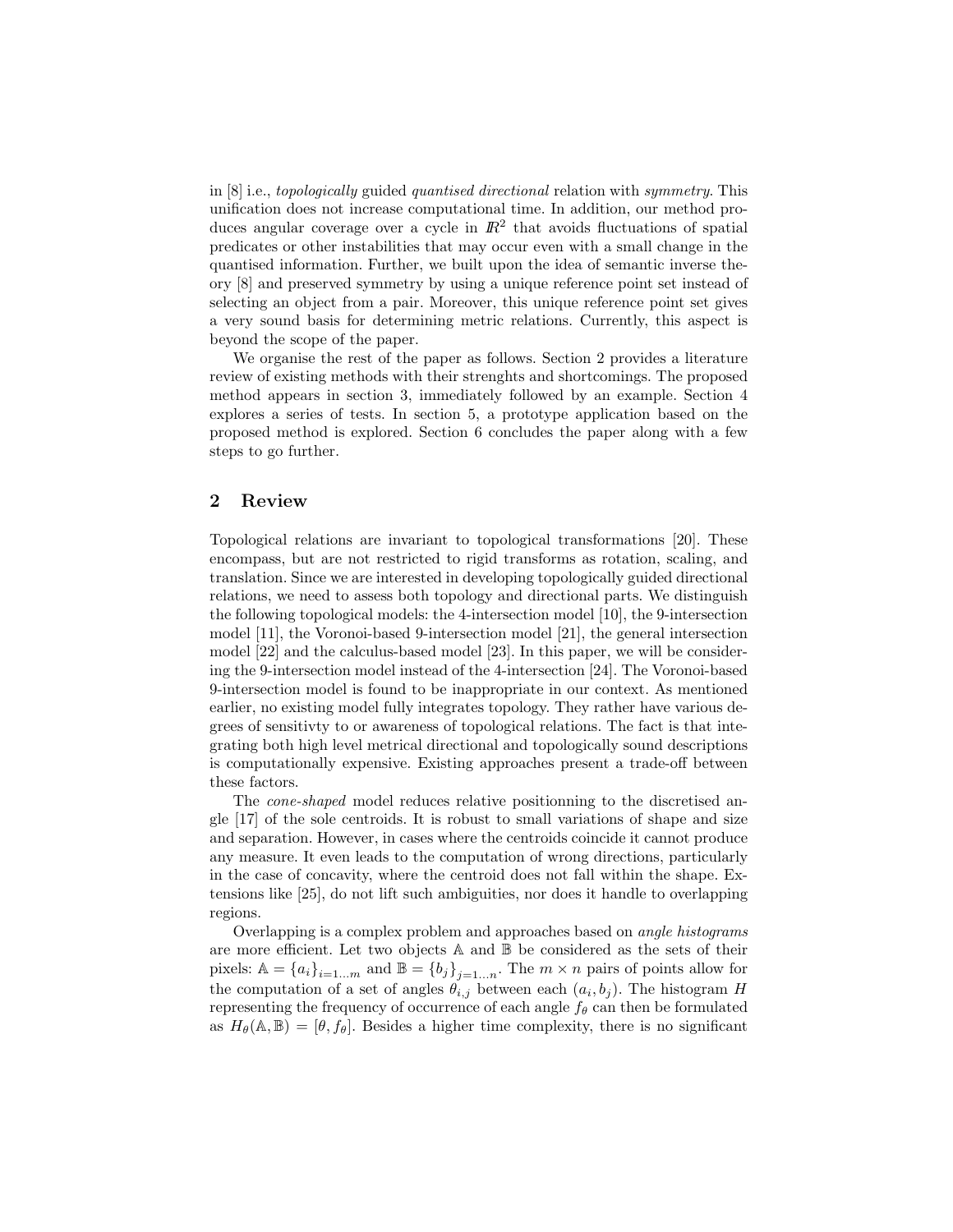in [8] i.e., *topologically* guided *quantised directional* relation with *symmetry*. This unification does not increase computational time. In addition, our method produces angular coverage over a cycle in $I\!R^2$ that avoids fluctuations of spatial predicates or other instabilities that may occur even with a small change in the quantised information. Further, we built upon the idea of semantic inverse theory [8] and preserved symmetry by using a unique reference point set instead of selecting an object from a pair. Moreover, this unique reference point set gives a very sound basis for determining metric relations. Currently, this aspect is beyond the scope of the paper.

We organise the rest of the paper as follows. Section 2 provides a literature review of existing methods with their strenghts and shortcomings. The proposed method appears in section 3, immediately followed by an example. Section 4 explores a series of tests. In section 5, a prototype application based on the proposed method is explored. Section 6 concludes the paper along with a few steps to go further.

## 2 Review

Topological relations are invariant to topological transformations [20]. These encompass, but are not restricted to rigid transforms as rotation, scaling, and translation. Since we are interested in developing topologically guided directional relations, we need to assess both topology and directional parts. We distinguish the following topological models: the 4-intersection model [10], the 9-intersection model [11], the Voronoi-based 9-intersection model [21], the general intersection model [22] and the calculus-based model [23]. In this paper, we will be considering the 9-intersection model instead of the 4-intersection [24]. The Voronoi-based 9-intersection model is found to be inappropriate in our context. As mentioned earlier, no existing model fully integrates topology. They rather have various degrees of sensitivty to or awareness of topological relations. The fact is that integrating both high level metrical directional and topologically sound descriptions is computationally expensive. Existing approaches present a trade-off between these factors.

The *cone-shaped* model reduces relative positionning to the discretised angle [17] of the sole centroids. It is robust to small variations of shape and size and separation. However, in cases where the centroids coincide it cannot produce any measure. It even leads to the computation of wrong directions, particularly in the case of concavity, where the centroid does not fall within the shape. Extensions like [25], do not lift such ambiguities, nor does it handle to overlapping regions.

Overlapping is a complex problem and approaches based on *angle histograms* are more efficient. Let two objects $\mathbb{A}$ and $\mathbb{B}$ be considered as the sets of their pixels: $\mathbb{A} = \{a_i\}_{i=1 \dots m}$ and $\mathbb{B} = \{b_j\}_{j=1 \dots n}$. The $m \times n$ pairs of points allow for the computation of a set of angles $\theta_{i,j}$ between each $(a_i, b_j)$. The histogram $H$ representing the frequency of occurrence of each angle $f_\theta$ can then be formulated as $H_\theta(\mathbb{A}, \mathbb{B}) = [\theta, f_\theta]$. Besides a higher time complexity, there is no significant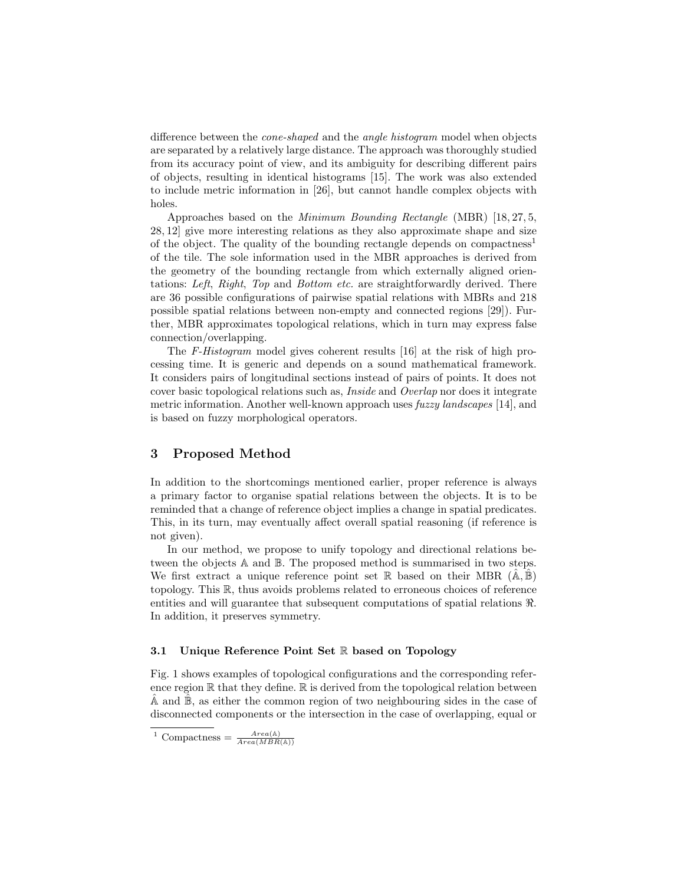difference between the *cone-shaped* and the *angle histogram* model when objects are separated by a relatively large distance. The approach was thoroughly studied from its accuracy point of view, and its ambiguity for describing different pairs of objects, resulting in identical histograms [15]. The work was also extended to include metric information in [26], but cannot handle complex objects with holes.

Approaches based on the *Minimum Bounding Rectangle* (MBR) [18, 27, 5, 28, 12] give more interesting relations as they also approximate shape and size of the object. The quality of the bounding rectangle depends on compactness[1] of the tile. The sole information used in the MBR approaches is derived from the geometry of the bounding rectangle from which externally aligned orientations: *Left*, *Right*, *Top* and *Bottom etc.* are straightforwardly derived. There are 36 possible configurations of pairwise spatial relations with MBRs and 218 possible spatial relations between non-empty and connected regions [29]). Further, MBR approximates topological relations, which in turn may express false connection/overlapping.

The *F-Histogram* model gives coherent results [16] at the risk of high processing time. It is generic and depends on a sound mathematical framework. It considers pairs of longitudinal sections instead of pairs of points. It does not cover basic topological relations such as, *Inside* and *Overlap* nor does it integrate metric information. Another well-known approach uses *fuzzy landscapes* [14], and is based on fuzzy morphological operators.

## 3 Proposed Method

In addition to the shortcomings mentioned earlier, proper reference is always a primary factor to organise spatial relations between the objects. It is to be reminded that a change of reference object implies a change in spatial predicates. This, in its turn, may eventually affect overall spatial reasoning (if reference is not given).

In our method, we propose to unify topology and directional relations between the objects $\mathbb{A}$ and $\mathbb{B}$. The proposed method is summarised in two steps. We first extract a unique reference point set $\mathbb{R}$ based on their MBR ($\hat{\mathbb{A}}, \hat{\mathbb{B}}$) topology. This $\mathbb{R}$, thus avoids problems related to erroneous choices of reference entities and will guarantee that subsequent computations of spatial relations $\Re$. In addition, it preserves symmetry.

### 3.1 Unique Reference Point Set $\mathbb{R}$ based on Topology

Fig. 1 shows examples of topological configurations and the corresponding reference region $\mathbb{R}$ that they define. $\mathbb{R}$ is derived from the topological relation between $\hat{\mathbb{A}}$ and $\hat{\mathbb{B}}$, as either the common region of two neighbouring sides in the case of disconnected components or the intersection in the case of overlapping, equal or

[1] Compactness = $\frac{Area(\mathbb{A})}{Area(MBR(\mathbb{A}))}$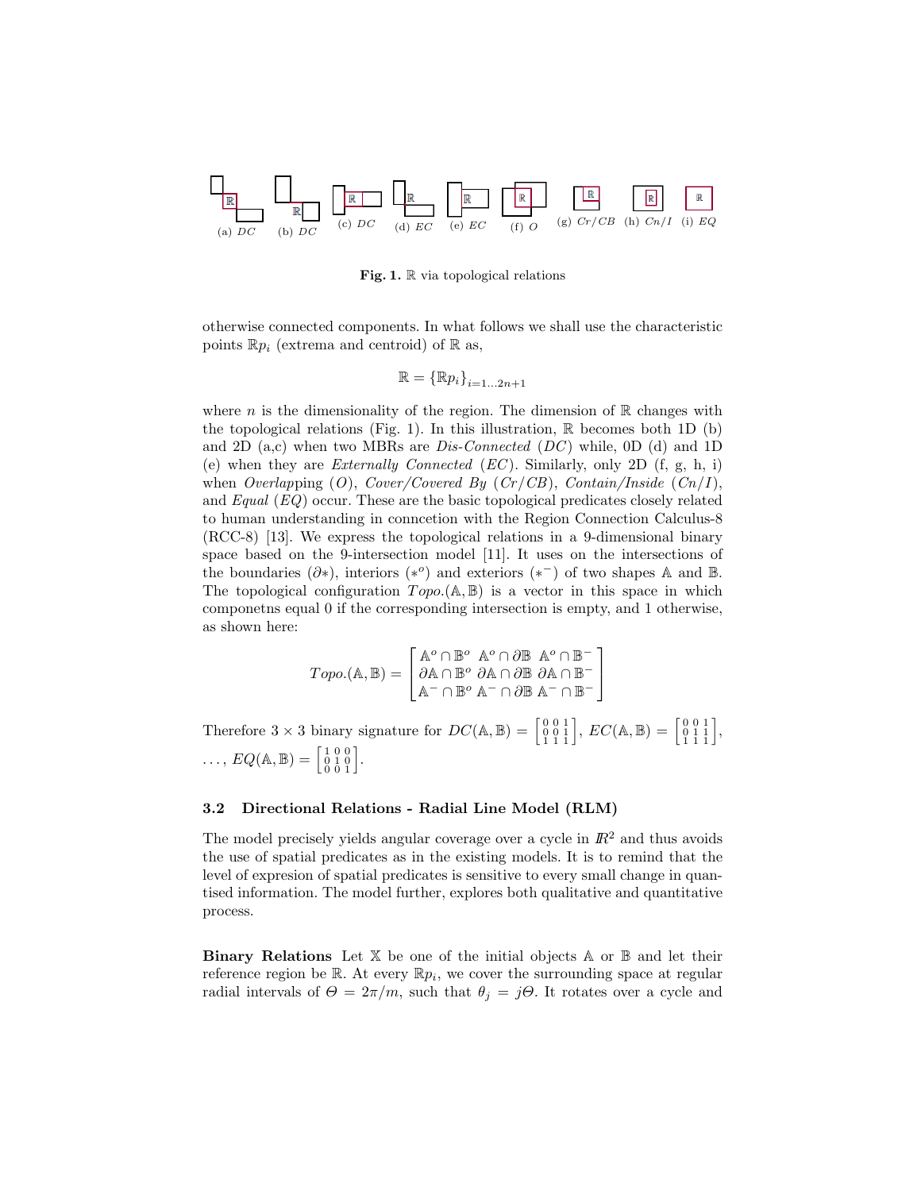(a) $DC$ (b) $DC$ (c) $DC$ (d) $EC$ (e) $EC$ (f) $O$ (g) $Cr/CB$ (h) $Cn/I$ (i) $EQ$

**Fig. 1.** $\mathbb{R}$ via topological relations

otherwise connected components. In what follows we shall use the characteristic points $\mathbb{R}p_i$ (extrema and centroid) of $\mathbb{R}$ as,

$$\mathbb{R} = \{\mathbb{R}p_i\}_{i=1\ldots 2n+1}$$

where $n$ is the dimensionality of the region. The dimension of $\mathbb{R}$ changes with the topological relations (Fig. 1). In this illustration, $\mathbb{R}$ becomes both 1D (b) and 2D (a,c) when two MBRs are *Dis-Connected* ($DC$) while, 0D (d) and 1D (e) when they are *Externally Connected* ($EC$). Similarly, only 2D (f, g, h, i) when *Overlapping* ($O$), *Cover/Covered By* ($Cr/CB$), *Contain/Inside* ($Cn/I$), and *Equal* ($EQ$) occur. These are the basic topological predicates closely related to human understanding in conncetion with the Region Connection Calculus-8 (RCC-8) [13]. We express the topological relations in a 9-dimensional binary space based on the 9-intersection model [11]. It uses on the intersections of the boundaries ($\partial *$), interiors ($*^o$) and exteriors ($*^-$) of two shapes $\mathbb{A}$ and $\mathbb{B}$. The topological configuration $Topo.(\mathbb{A},\mathbb{B})$ is a vector in this space in which componetns equal 0 if the corresponding intersection is empty, and 1 otherwise, as shown here:

$$Topo.(\mathbb{A},\mathbb{B}) = \begin{bmatrix} \mathbb{A}^o \cap \mathbb{B}^o & \mathbb{A}^o \cap \partial\mathbb{B} & \mathbb{A}^o \cap \mathbb{B}^- \\ \partial\mathbb{A} \cap \mathbb{B}^o & \partial\mathbb{A} \cap \partial\mathbb{B} & \partial\mathbb{A} \cap \mathbb{B}^- \\ \mathbb{A}^- \cap \mathbb{B}^o & \mathbb{A}^- \cap \partial\mathbb{B} & \mathbb{A}^- \cap \mathbb{B}^- \end{bmatrix}$$

Therefore $3 \times 3$ binary signature for $DC(\mathbb{A},\mathbb{B}) = \left[\begin{smallmatrix} 0 & 0 & 1 \\ 0 & 0 & 1 \\ 1 & 1 & 1 \end{smallmatrix}\right]$, $EC(\mathbb{A},\mathbb{B}) = \left[\begin{smallmatrix} 0 & 0 & 1 \\ 0 & 1 & 1 \\ 1 & 1 & 1 \end{smallmatrix}\right]$, $\ldots$, $EQ(\mathbb{A},\mathbb{B}) = \left[\begin{smallmatrix} 1 & 0 & 0 \\ 0 & 1 & 0 \\ 0 & 0 & 1 \end{smallmatrix}\right]$.

### 3.2 Directional Relations - Radial Line Model (RLM)

The model precisely yields angular coverage over a cycle in $I\!R^2$ and thus avoids the use of spatial predicates as in the existing models. It is to remind that the level of expresion of spatial predicates is sensitive to every small change in quantised information. The model further, explores both qualitative and quantitative process.

**Binary Relations** Let $\mathbb{X}$ be one of the initial objects $\mathbb{A}$ or $\mathbb{B}$ and let their reference region be $\mathbb{R}$. At every $\mathbb{R}p_i$, we cover the surrounding space at regular radial intervals of $\Theta = 2\pi/m$, such that $\theta_j = j\Theta$. It rotates over a cycle and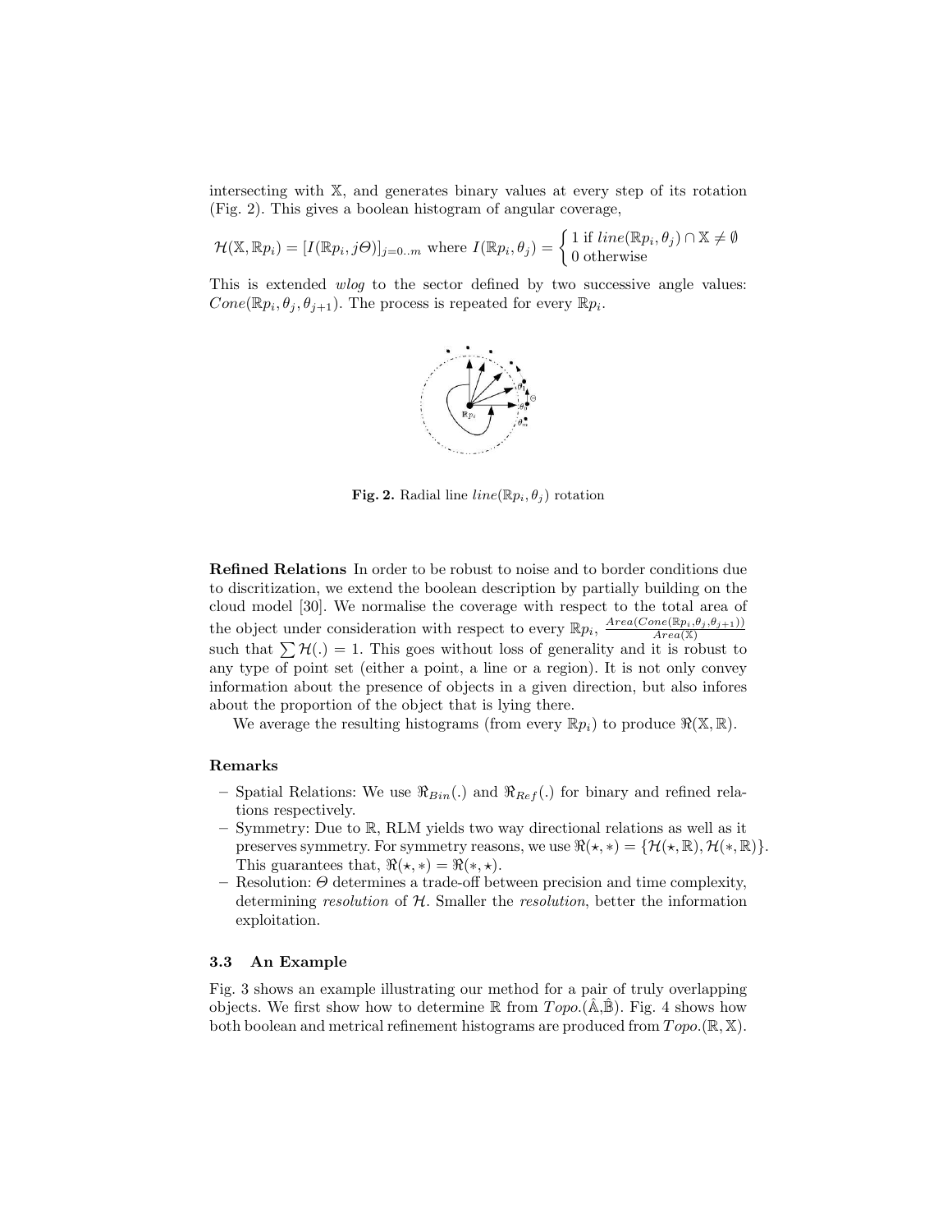intersecting with $\mathbb{X}$, and generates binary values at every step of its rotation (Fig. 2). This gives a boolean histogram of angular coverage,

$$\mathcal{H}(\mathbb{X}, \mathbb{R}p_i) = [I(\mathbb{R}p_i, j\Theta)]_{j=0..m} \text{ where } I(\mathbb{R}p_i, \theta_j) = \begin{cases} 1 \text{ if } line(\mathbb{R}p_i, \theta_j) \cap \mathbb{X} \neq \emptyset \\ 0 \text{ otherwise} \end{cases}$$

This is extended *wlog* to the sector defined by two successive angle values: $Cone(\mathbb{R}p_i, \theta_j, \theta_{j+1})$. The process is repeated for every $\mathbb{R}p_i$.

**Fig. 2.** Radial line $line(\mathbb{R}p_i, \theta_j)$ rotation

**Refined Relations** In order to be robust to noise and to border conditions due to discritization, we extend the boolean description by partially building on the cloud model [30]. We normalise the coverage with respect to the total area of the object under consideration with respect to every $\mathbb{R}p_i$, $\frac{Area(Cone(\mathbb{R}p_i, \theta_j, \theta_{j+1}))}{Area(\mathbb{X})}$ such that $\sum \mathcal{H}(.) = 1$. This goes without loss of generality and it is robust to any type of point set (either a point, a line or a region). It is not only convey information about the presence of objects in a given direction, but also infores about the proportion of the object that is lying there.

We average the resulting histograms (from every $\mathbb{R}p_i$) to produce $\Re(\mathbb{X}, \mathbb{R})$.

**Remarks**

- Spatial Relations: We use $\Re_{Bin}(.)$ and $\Re_{Ref}(.)$ for binary and refined relations respectively.
- Symmetry: Due to $\mathbb{R}$, RLM yields two way directional relations as well as it preserves symmetry. For symmetry reasons, we use $\Re(\star, *) = \{\mathcal{H}(\star, \mathbb{R}), \mathcal{H}(*, \mathbb{R})\}$. This guarantees that, $\Re(\star, *) = \Re(*, \star)$.
- Resolution: $\Theta$ determines a trade-off between precision and time complexity, determining *resolution* of $\mathcal{H}$. Smaller the *resolution*, better the information exploitation.

### 3.3 An Example

Fig. 3 shows an example illustrating our method for a pair of truly overlapping objects. We first show how to determine $\mathbb{R}$ from $Topo.(\hat{\mathbb{A}}, \hat{\mathbb{B}})$. Fig. 4 shows how both boolean and metrical refinement histograms are produced from $Topo.(\mathbb{R}, \mathbb{X})$.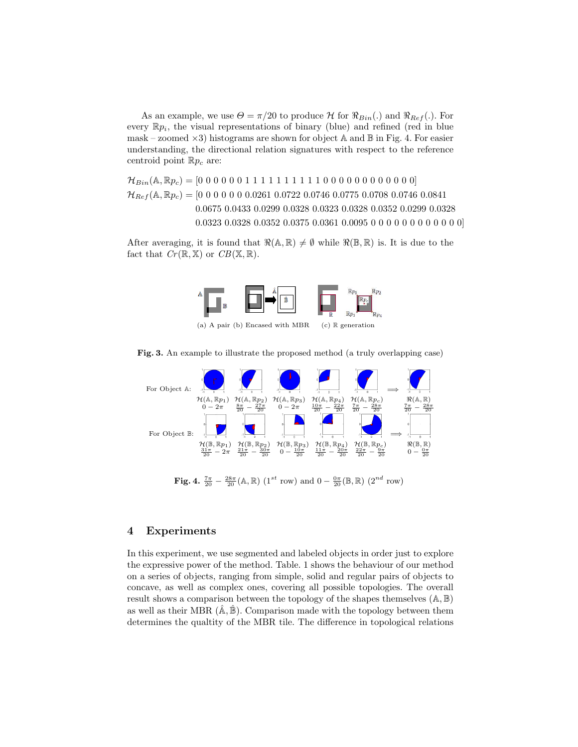As an example, we use $\Theta = \pi/20$ to produce $\mathcal{H}$ for $\Re_{Bin}(.)$ and $\Re_{Ref}(.)$. For every $\mathbb{R}p_i$, the visual representations of binary (blue) and refined (red in blue mask – zoomed $\times 3$) histograms are shown for object $\mathbb{A}$ and $\mathbb{B}$ in Fig. 4. For easier understanding, the directional relation signatures with respect to the reference centroid point $\mathbb{R}p_c$ are:

$$\mathcal{H}_{Bin}(\mathbb{A}, \mathbb{R}p_c) = [0\ 0\ 0\ 0\ 0\ 0\ 1\ 1\ 1\ 1\ 1\ 1\ 1\ 1\ 1\ 1\ 1\ 0\ 0\ 0\ 0\ 0\ 0\ 0\ 0\ 0\ 0\ 0\ 0]$$

$$\begin{aligned}\mathcal{H}_{Ref}(\mathbb{A}, \mathbb{R}p_c) = [&0\ 0\ 0\ 0\ 0\ 0\ 0.0261\ 0.0722\ 0.0746\ 0.0775\ 0.0708\ 0.0746\ 0.0841\\ &0.0675\ 0.0433\ 0.0299\ 0.0328\ 0.0323\ 0.0328\ 0.0352\ 0.0299\ 0.0328\\ &0.0323\ 0.0328\ 0.0352\ 0.0375\ 0.0361\ 0.0095\ 0\ 0\ 0\ 0\ 0\ 0\ 0\ 0\ 0\ 0\ 0\ 0]\end{aligned}$$

After averaging, it is found that $\Re(\mathbb{A}, \mathbb{R}) \neq \emptyset$ while $\Re(\mathbb{B}, \mathbb{R})$ is. It is due to the fact that $Cr(\mathbb{R}, \mathbb{X})$ or $CB(\mathbb{X}, \mathbb{R})$.

(a) A pair (b) Encased with MBR (c) $\mathbb{R}$ generation

**Fig. 3.** An example to illustrate the proposed method (a truly overlapping case)

For Object $\mathbb{A}$: $\mathcal{H}(\mathbb{A}, \mathbb{R}p_1)$ $0 - 2\pi$; $\mathcal{H}(\mathbb{A}, \mathbb{R}p_2)$ $\frac{8\pi}{20} - \frac{27\pi}{20}$; $\mathcal{H}(\mathbb{A}, \mathbb{R}p_3)$ $0 - 2\pi$; $\mathcal{H}(\mathbb{A}, \mathbb{R}p_4)$ $\frac{10\pi}{20} - \frac{22\pi}{20}$; $\mathcal{H}(\mathbb{A}, \mathbb{R}p_c)$ $\frac{7\pi}{20} - \frac{28\pi}{20}$ $\Longrightarrow$ $\Re(\mathbb{A}, \mathbb{R})$ $\frac{7\pi}{20} - \frac{28\pi}{20}$

For Object $\mathbb{B}$: $\mathcal{H}(\mathbb{B}, \mathbb{R}p_1)$ $\frac{31\pi}{20} - 2\pi$; $\mathcal{H}(\mathbb{B}, \mathbb{R}p_2)$ $\frac{21\pi}{20} - \frac{30\pi}{20}$; $\mathcal{H}(\mathbb{B}, \mathbb{R}p_3)$ $0 - \frac{10\pi}{20}$; $\mathcal{H}(\mathbb{B}, \mathbb{R}p_4)$ $\frac{11\pi}{20} - \frac{20\pi}{20}$; $\mathcal{H}(\mathbb{B}, \mathbb{R}p_c)$ $\frac{22\pi}{20} - \frac{9\pi}{20}$ $\Longrightarrow$ $\Re(\mathbb{B}, \mathbb{R})$ $0 - \frac{0\pi}{20}$

**Fig. 4.** $\frac{7\pi}{20} - \frac{28\pi}{20}(\mathbb{A}, \mathbb{R})$ ($1^{st}$ row) and $0 - \frac{0\pi}{20}(\mathbb{B}, \mathbb{R})$ ($2^{nd}$ row)

## 4 Experiments

In this experiment, we use segmented and labeled objects in order just to explore the expressive power of the method. Table. 1 shows the behaviour of our method on a series of objects, ranging from simple, solid and regular pairs of objects to concave, as well as complex ones, covering all possible topologies. The overall result shows a comparison between the topology of the shapes themselves ($\mathbb{A}, \mathbb{B}$) as well as their MBR ($\hat{\mathbb{A}}, \hat{\mathbb{B}}$). Comparison made with the topology between them determines the qualtity of the MBR tile. The difference in topological relations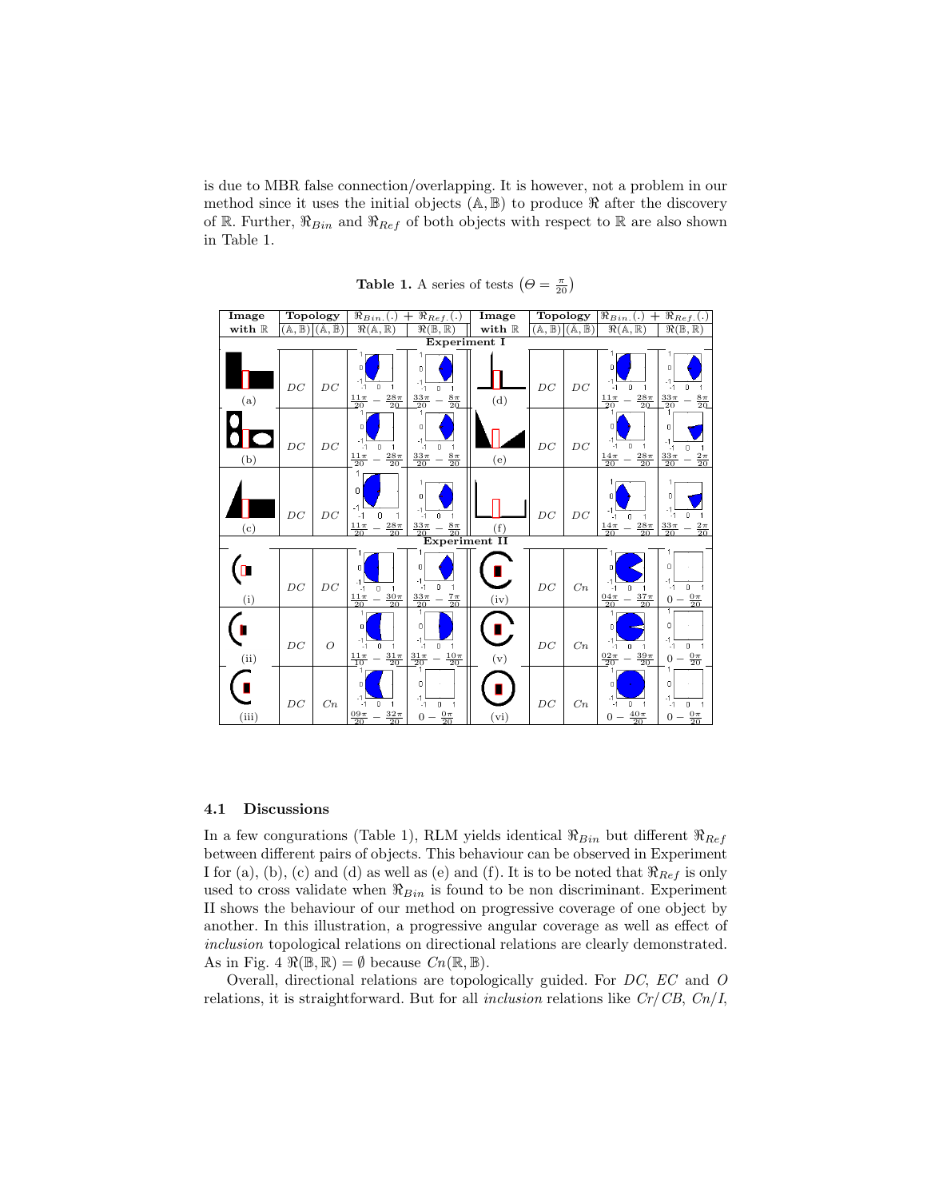is due to MBR false connection/overlapping. It is however, not a problem in our method since it uses the initial objects $(\mathbb{A}, \mathbb{B})$ to produce $\Re$ after the discovery of $\mathbb{R}$. Further, $\Re_{Bin}$ and $\Re_{Ref}$ of both objects with respect to $\mathbb{R}$ are also shown in Table 1.

**Table 1.** A series of tests $\left(\Theta = \frac{\pi}{20}\right)$

| Image with $\mathbb{R}$ | Topology $(\mathbb{A}, \mathbb{B})$ | Topology $(\mathbb{A}, \mathbb{B})$ | $\Re_{Bin.}(.) + \Re_{Ref.}(.)$ $\Re(\mathbb{A}, \mathbb{R})$ | $\Re_{Bin.}(.) + \Re_{Ref.}(.)$ $\Re(\mathbb{B}, \mathbb{R})$ | Image with $\mathbb{R}$ | Topology $(\mathbb{A}, \mathbb{B})$ | Topology $(\mathbb{A}, \mathbb{B})$ | $\Re_{Bin.}(.) + \Re_{Ref.}(.)$ $\Re(\mathbb{A}, \mathbb{R})$ | $\Re_{Bin.}(.) + \Re_{Ref.}(.)$ $\Re(\mathbb{B}, \mathbb{R})$ |
|---|---|---|---|---|---|---|---|---|---|
| **Experiment I** | | | | | | | | | |
| (a) | $DC$ | $DC$ | $\frac{11\pi}{20} - \frac{28\pi}{20}$ | $\frac{33\pi}{20} - \frac{8\pi}{20}$ | (d) | $DC$ | $DC$ | $\frac{11\pi}{20} - \frac{28\pi}{20}$ | $\frac{33\pi}{20} - \frac{8\pi}{20}$ |
| (b) | $DC$ | $DC$ | $\frac{11\pi}{20} - \frac{28\pi}{20}$ | $\frac{33\pi}{20} - \frac{8\pi}{20}$ | (e) | $DC$ | $DC$ | $\frac{14\pi}{20} - \frac{28\pi}{20}$ | $\frac{33\pi}{20} - \frac{2\pi}{20}$ |
| (c) | $DC$ | $DC$ | $\frac{11\pi}{20} - \frac{28\pi}{20}$ | $\frac{33\pi}{20} - \frac{8\pi}{20}$ | (f) | $DC$ | $DC$ | $\frac{14\pi}{20} - \frac{28\pi}{20}$ | $\frac{33\pi}{20} - \frac{2\pi}{20}$ |
| **Experiment II** | | | | | | | | | |
| (i) | $DC$ | $DC$ | $\frac{11\pi}{20} - \frac{30\pi}{20}$ | $\frac{33\pi}{20} - \frac{7\pi}{20}$ | (iv) | $DC$ | $Cn$ | $\frac{04\pi}{20} - \frac{37\pi}{20}$ | $0 - \frac{0\pi}{20}$ |
| (ii) | $DC$ | $O$ | $\frac{11\pi}{10} - \frac{31\pi}{20}$ | $\frac{31\pi}{20} - \frac{10\pi}{20}$ | (v) | $DC$ | $Cn$ | $\frac{02\pi}{20} - \frac{39\pi}{20}$ | $0 - \frac{0\pi}{20}$ |
| (iii) | $DC$ | $Cn$ | $\frac{09\pi}{20} - \frac{32\pi}{20}$ | $0 - \frac{0\pi}{20}$ | (vi) | $DC$ | $Cn$ | $0 - \frac{40\pi}{20}$ | $0 - \frac{0\pi}{20}$ |

### 4.1 Discussions

In a few congurations (Table 1), RLM yields identical $\Re_{Bin}$ but different $\Re_{Ref}$ between different pairs of objects. This behaviour can be observed in Experiment I for (a), (b), (c) and (d) as well as (e) and (f). It is to be noted that $\Re_{Ref}$ is only used to cross validate when $\Re_{Bin}$ is found to be non discriminant. Experiment II shows the behaviour of our method on progressive coverage of one object by another. In this illustration, a progressive angular coverage as well as effect of *inclusion* topological relations on directional relations are clearly demonstrated. As in Fig. 4 $\Re(\mathbb{B}, \mathbb{R}) = \emptyset$ because $Cn(\mathbb{R}, \mathbb{B})$.

Overall, directional relations are topologically guided. For $DC$, $EC$ and $O$ relations, it is straightforward. But for all *inclusion* relations like $Cr/CB$, $Cn/I$,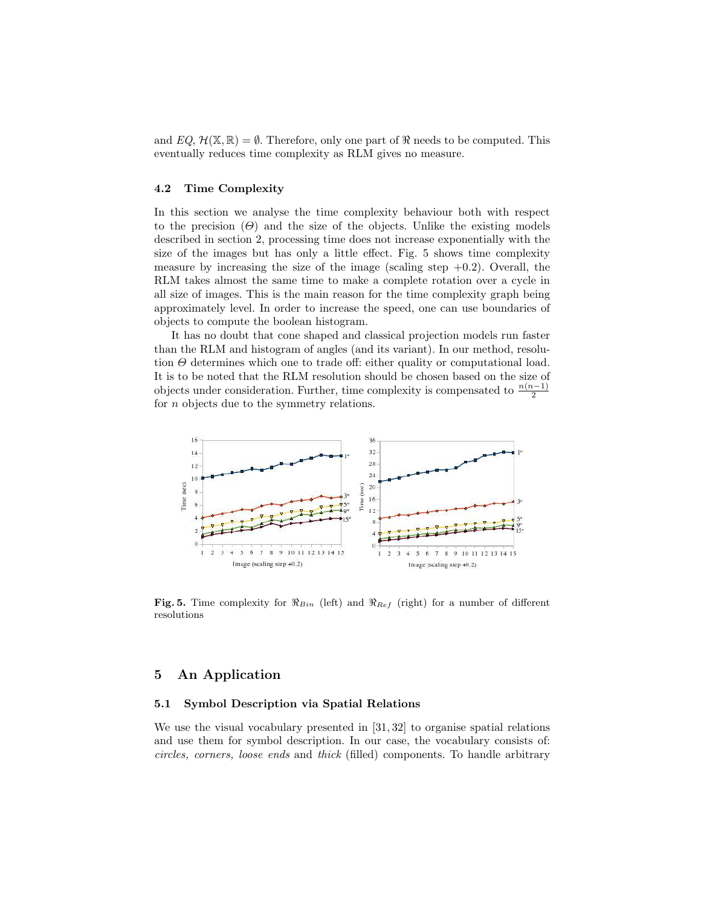and $EQ$, $\mathcal{H}(\mathbb{X}, \mathbb{R}) = \emptyset$. Therefore, only one part of $\Re$ needs to be computed. This eventually reduces time complexity as RLM gives no measure.

### 4.2 Time Complexity

In this section we analyse the time complexity behaviour both with respect to the precision ($\Theta$) and the size of the objects. Unlike the existing models described in section 2, processing time does not increase exponentially with the size of the images but has only a little effect. Fig. 5 shows time complexity measure by increasing the size of the image (scaling step +0.2). Overall, the RLM takes almost the same time to make a complete rotation over a cycle in all size of images. This is the main reason for the time complexity graph being approximately level. In order to increase the speed, one can use boundaries of objects to compute the boolean histogram.

It has no doubt that cone shaped and classical projection models run faster than the RLM and histogram of angles (and its variant). In our method, resolution $\Theta$ determines which one to trade off: either quality or computational load. It is to be noted that the RLM resolution should be chosen based on the size of objects under consideration. Further, time complexity is compensated to $\frac{n(n-1)}{2}$ for $n$ objects due to the symmetry relations.

**Fig. 5.** Time complexity for $\Re_{Bin}$ (left) and $\Re_{Ref}$ (right) for a number of different resolutions

## 5 An Application

### 5.1 Symbol Description via Spatial Relations

We use the visual vocabulary presented in [31, 32] to organise spatial relations and use them for symbol description. In our case, the vocabulary consists of: *circles, corners, loose ends* and *thick* (filled) components. To handle arbitrary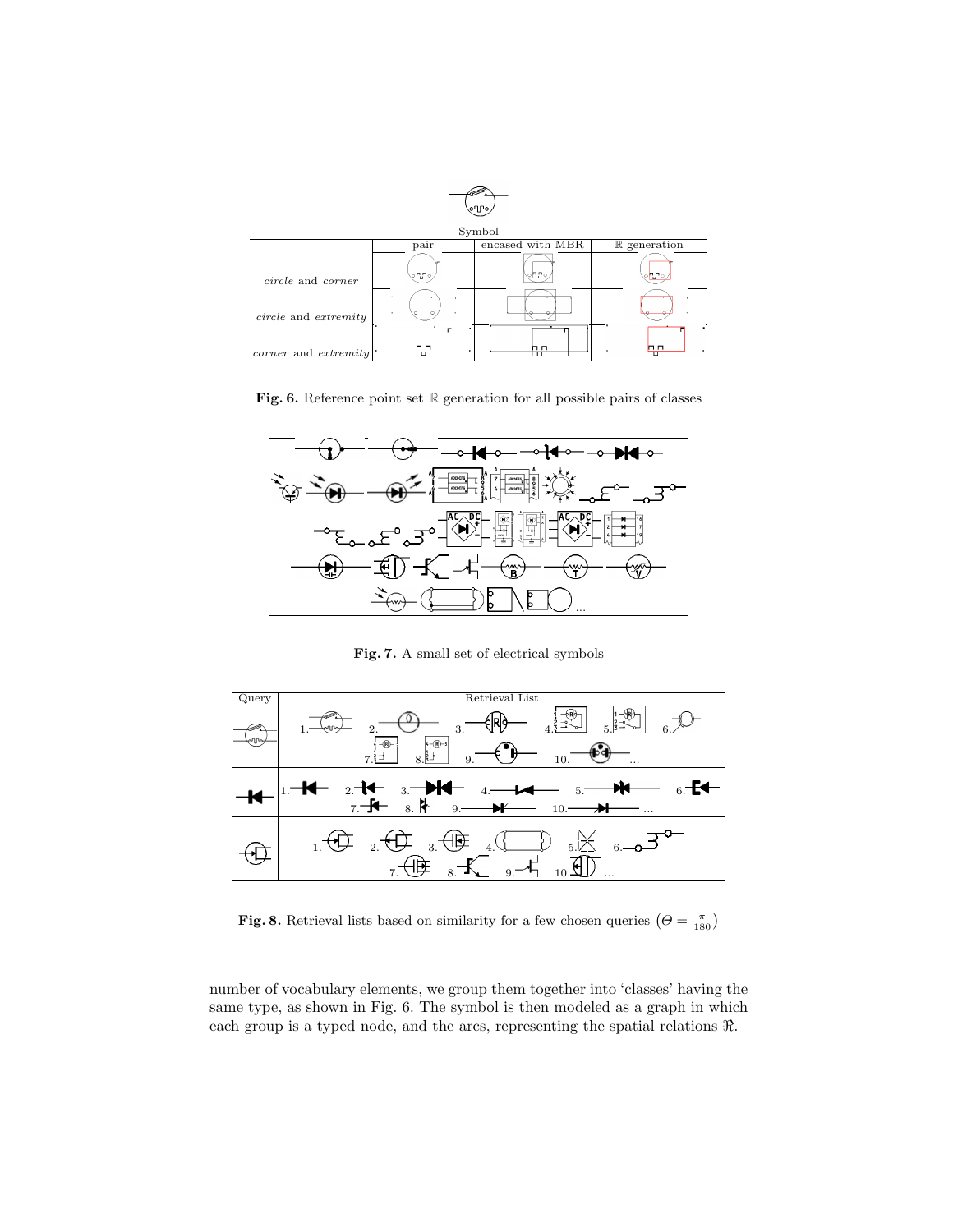Symbol

| | pair | encased with MBR | $\mathbb{R}$ generation |
|---|---|---|---|
| *circle* and *corner* | | | |
| *circle* and *extremity* | | | |
| *corner* and *extremity* | | | |

**Fig. 6.** Reference point set $\mathbb{R}$ generation for all possible pairs of classes

**Fig. 7.** A small set of electrical symbols

| Query | Retrieval List |
|---|---|
| | 1. 2. 3. 4. 5. 6. 7. 8. 9. 10. ... |
| | 1. 2. 3. 4. 5. 6. 7. 8. 9. 10. ... |
| | 1. 2. 3. 4. 5. 6. 7. 8. 9. 10. ... |

**Fig. 8.** Retrieval lists based on similarity for a few chosen queries $\left(\Theta = \frac{\pi}{180}\right)$

number of vocabulary elements, we group them together into 'classes' having the same type, as shown in Fig. 6. The symbol is then modeled as a graph in which each group is a typed node, and the arcs, representing the spatial relations $\Re$.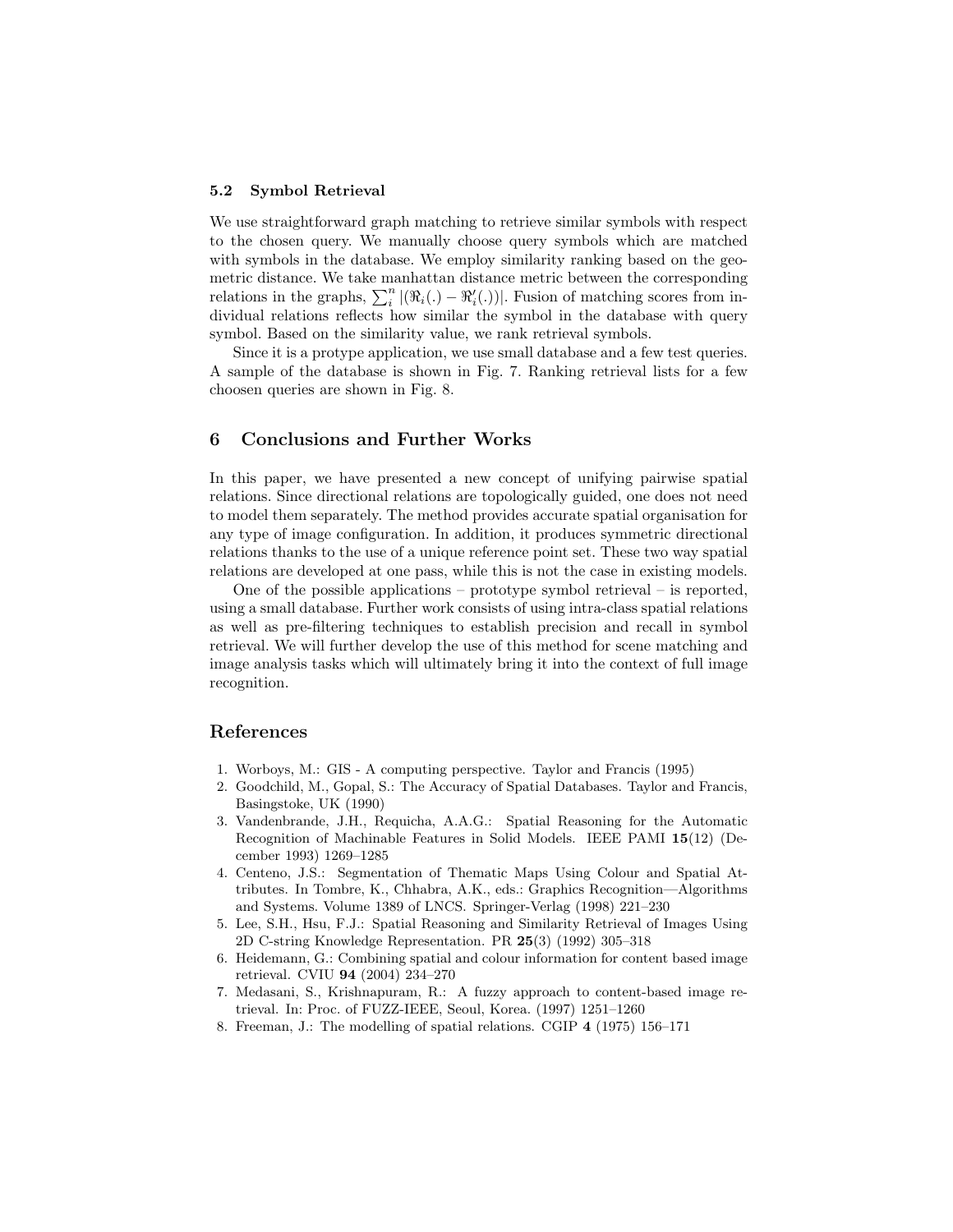### 5.2 Symbol Retrieval

We use straightforward graph matching to retrieve similar symbols with respect to the chosen query. We manually choose query symbols which are matched with symbols in the database. We employ similarity ranking based on the geometric distance. We take manhattan distance metric between the corresponding relations in the graphs, $\sum_i^n |(\Re_i(.) - \Re'_i(.))|$. Fusion of matching scores from individual relations reflects how similar the symbol in the database with query symbol. Based on the similarity value, we rank retrieval symbols.

Since it is a protype application, we use small database and a few test queries. A sample of the database is shown in Fig. 7. Ranking retrieval lists for a few choosen queries are shown in Fig. 8.

## 6 Conclusions and Further Works

In this paper, we have presented a new concept of unifying pairwise spatial relations. Since directional relations are topologically guided, one does not need to model them separately. The method provides accurate spatial organisation for any type of image configuration. In addition, it produces symmetric directional relations thanks to the use of a unique reference point set. These two way spatial relations are developed at one pass, while this is not the case in existing models.

One of the possible applications – prototype symbol retrieval – is reported, using a small database. Further work consists of using intra-class spatial relations as well as pre-filtering techniques to establish precision and recall in symbol retrieval. We will further develop the use of this method for scene matching and image analysis tasks which will ultimately bring it into the context of full image recognition.

## References

1. Worboys, M.: GIS - A computing perspective. Taylor and Francis (1995)
2. Goodchild, M., Gopal, S.: The Accuracy of Spatial Databases. Taylor and Francis, Basingstoke, UK (1990)
3. Vandenbrande, J.H., Requicha, A.A.G.: Spatial Reasoning for the Automatic Recognition of Machinable Features in Solid Models. IEEE PAMI **15**(12) (December 1993) 1269–1285
4. Centeno, J.S.: Segmentation of Thematic Maps Using Colour and Spatial Attributes. In Tombre, K., Chhabra, A.K., eds.: Graphics Recognition—Algorithms and Systems. Volume 1389 of LNCS. Springer-Verlag (1998) 221–230
5. Lee, S.H., Hsu, F.J.: Spatial Reasoning and Similarity Retrieval of Images Using 2D C-string Knowledge Representation. PR **25**(3) (1992) 305–318
6. Heidemann, G.: Combining spatial and colour information for content based image retrieval. CVIU **94** (2004) 234–270
7. Medasani, S., Krishnapuram, R.: A fuzzy approach to content-based image retrieval. In: Proc. of FUZZ-IEEE, Seoul, Korea. (1997) 1251–1260
8. Freeman, J.: The modelling of spatial relations. CGIP **4** (1975) 156–171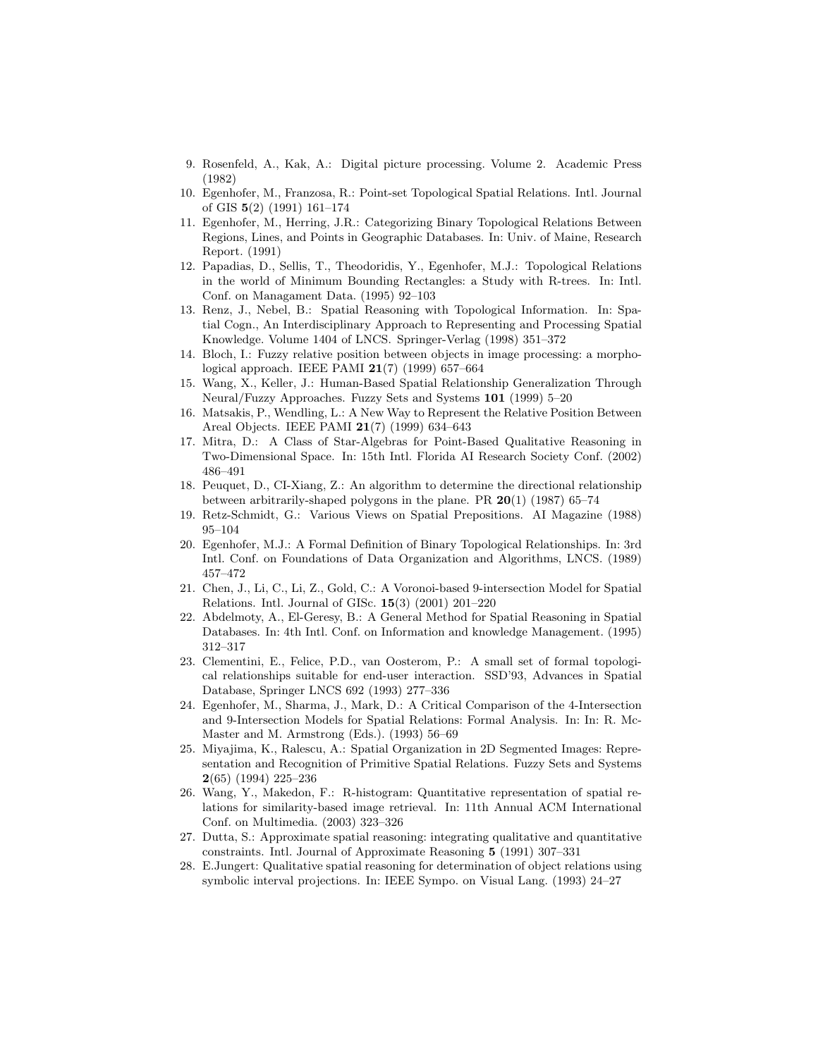9. Rosenfeld, A., Kak, A.: Digital picture processing. Volume 2. Academic Press (1982)
10. Egenhofer, M., Franzosa, R.: Point-set Topological Spatial Relations. Intl. Journal of GIS **5**(2) (1991) 161–174
11. Egenhofer, M., Herring, J.R.: Categorizing Binary Topological Relations Between Regions, Lines, and Points in Geographic Databases. In: Univ. of Maine, Research Report. (1991)
12. Papadias, D., Sellis, T., Theodoridis, Y., Egenhofer, M.J.: Topological Relations in the world of Minimum Bounding Rectangles: a Study with R-trees. In: Intl. Conf. on Managament Data. (1995) 92–103
13. Renz, J., Nebel, B.: Spatial Reasoning with Topological Information. In: Spatial Cogn., An Interdisciplinary Approach to Representing and Processing Spatial Knowledge. Volume 1404 of LNCS. Springer-Verlag (1998) 351–372
14. Bloch, I.: Fuzzy relative position between objects in image processing: a morphological approach. IEEE PAMI **21**(7) (1999) 657–664
15. Wang, X., Keller, J.: Human-Based Spatial Relationship Generalization Through Neural/Fuzzy Approaches. Fuzzy Sets and Systems **101** (1999) 5–20
16. Matsakis, P., Wendling, L.: A New Way to Represent the Relative Position Between Areal Objects. IEEE PAMI **21**(7) (1999) 634–643
17. Mitra, D.: A Class of Star-Algebras for Point-Based Qualitative Reasoning in Two-Dimensional Space. In: 15th Intl. Florida AI Research Society Conf. (2002) 486–491
18. Peuquet, D., CI-Xiang, Z.: An algorithm to determine the directional relationship between arbitrarily-shaped polygons in the plane. PR **20**(1) (1987) 65–74
19. Retz-Schmidt, G.: Various Views on Spatial Prepositions. AI Magazine (1988) 95–104
20. Egenhofer, M.J.: A Formal Definition of Binary Topological Relationships. In: 3rd Intl. Conf. on Foundations of Data Organization and Algorithms, LNCS. (1989) 457–472
21. Chen, J., Li, C., Li, Z., Gold, C.: A Voronoi-based 9-intersection Model for Spatial Relations. Intl. Journal of GISc. **15**(3) (2001) 201–220
22. Abdelmoty, A., El-Geresy, B.: A General Method for Spatial Reasoning in Spatial Databases. In: 4th Intl. Conf. on Information and knowledge Management. (1995) 312–317
23. Clementini, E., Felice, P.D., van Oosterom, P.: A small set of formal topological relationships suitable for end-user interaction. SSD'93, Advances in Spatial Database, Springer LNCS 692 (1993) 277–336
24. Egenhofer, M., Sharma, J., Mark, D.: A Critical Comparison of the 4-Intersection and 9-Intersection Models for Spatial Relations: Formal Analysis. In: In: R. McMaster and M. Armstrong (Eds.). (1993) 56–69
25. Miyajima, K., Ralescu, A.: Spatial Organization in 2D Segmented Images: Representation and Recognition of Primitive Spatial Relations. Fuzzy Sets and Systems **2**(65) (1994) 225–236
26. Wang, Y., Makedon, F.: R-histogram: Quantitative representation of spatial relations for similarity-based image retrieval. In: 11th Annual ACM International Conf. on Multimedia. (2003) 323–326
27. Dutta, S.: Approximate spatial reasoning: integrating qualitative and quantitative constraints. Intl. Journal of Approximate Reasoning **5** (1991) 307–331
28. E.Jungert: Qualitative spatial reasoning for determination of object relations using symbolic interval projections. In: IEEE Sympo. on Visual Lang. (1993) 24–27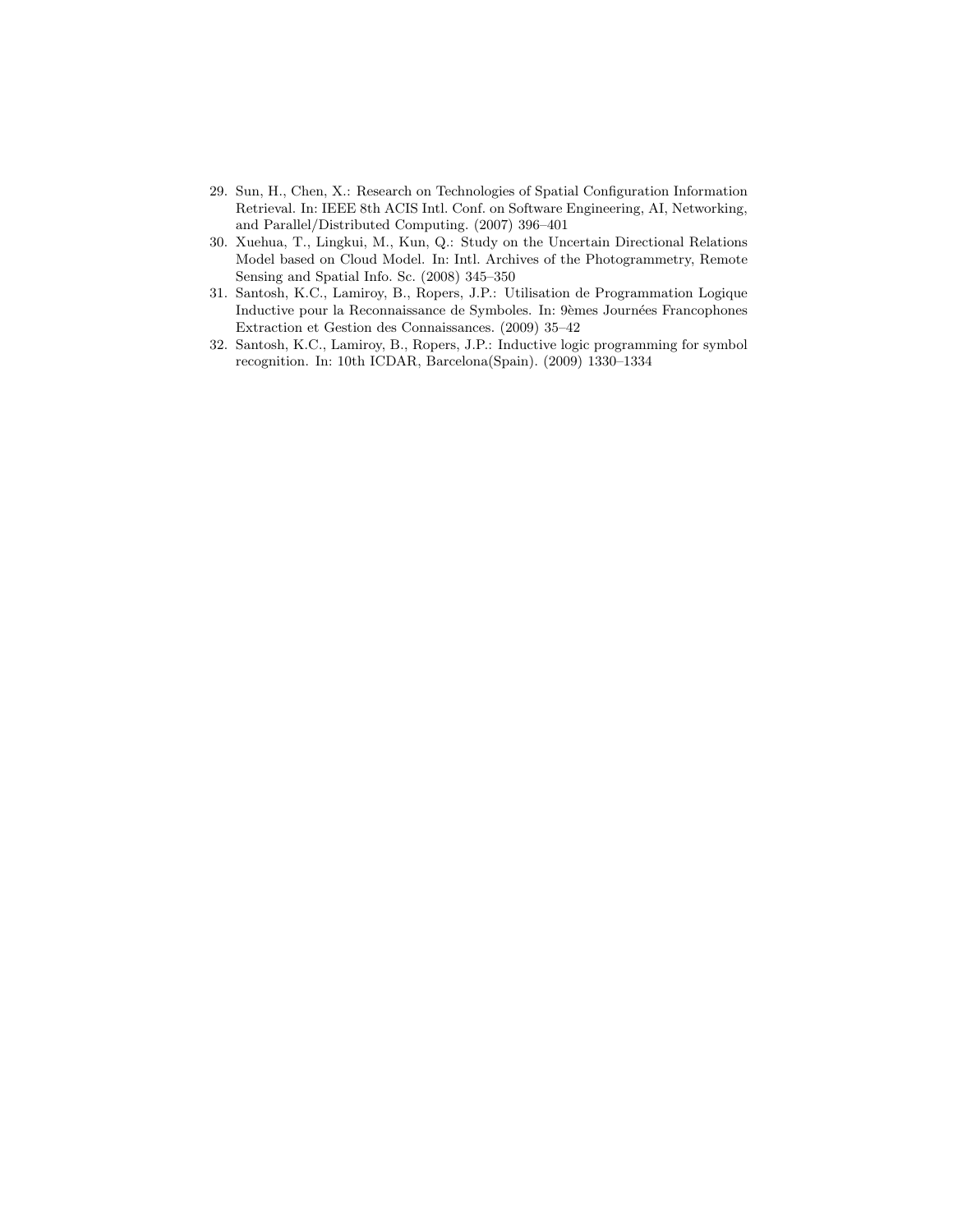29. Sun, H., Chen, X.: Research on Technologies of Spatial Configuration Information Retrieval. In: IEEE 8th ACIS Intl. Conf. on Software Engineering, AI, Networking, and Parallel/Distributed Computing. (2007) 396–401
30. Xuehua, T., Lingkui, M., Kun, Q.: Study on the Uncertain Directional Relations Model based on Cloud Model. In: Intl. Archives of the Photogrammetry, Remote Sensing and Spatial Info. Sc. (2008) 345–350
31. Santosh, K.C., Lamiroy, B., Ropers, J.P.: Utilisation de Programmation Logique Inductive pour la Reconnaissance de Symboles. In: 9èmes Journées Francophones Extraction et Gestion des Connaissances. (2009) 35–42
32. Santosh, K.C., Lamiroy, B., Ropers, J.P.: Inductive logic programming for symbol recognition. In: 10th ICDAR, Barcelona(Spain). (2009) 1330–1334